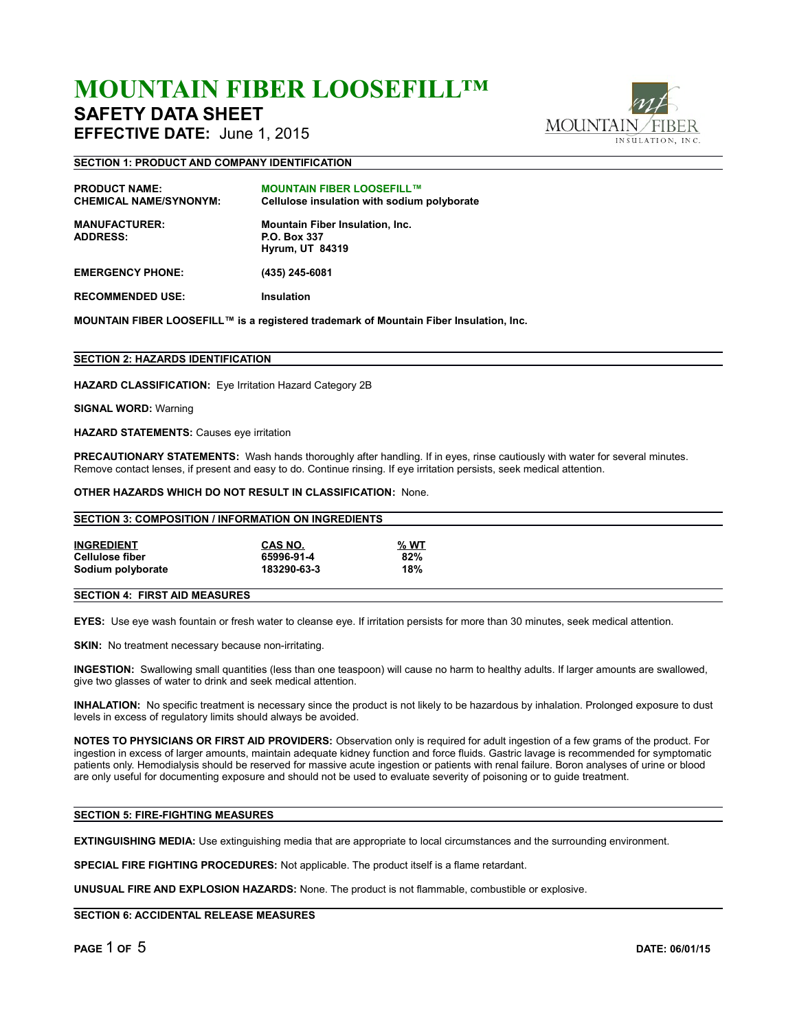# MOUNTAIN FIBER LOOSEFILL™

## SAFETY DATA SHEET

**EFFECTIVE DATE:** June 1, 2015

### SECTION 1: PRODUCT AND COMPANY IDENTIFICATION

| | |
|---|---|
| **PRODUCT NAME:** | **MOUNTAIN FIBER LOOSEFILL™** |
| **CHEMICAL NAME/SYNONYM:** | **Cellulose insulation with sodium polyborate** |
| **MANUFACTURER:** | **Mountain Fiber Insulation, Inc.** |
| **ADDRESS:** | **P.O. Box 337**<br>**Hyrum, UT 84319** |
| **EMERGENCY PHONE:** | **(435) 245-6081** |
| **RECOMMENDED USE:** | **Insulation** |

**MOUNTAIN FIBER LOOSEFILL™ is a registered trademark of Mountain Fiber Insulation, Inc.**

### SECTION 2: HAZARDS IDENTIFICATION

**HAZARD CLASSIFICATION:** Eye Irritation Hazard Category 2B

**SIGNAL WORD:** Warning

**HAZARD STATEMENTS:** Causes eye irritation

**PRECAUTIONARY STATEMENTS:** Wash hands thoroughly after handling. If in eyes, rinse cautiously with water for several minutes. Remove contact lenses, if present and easy to do. Continue rinsing. If eye irritation persists, seek medical attention.

**OTHER HAZARDS WHICH DO NOT RESULT IN CLASSIFICATION:** None.

### SECTION 3: COMPOSITION / INFORMATION ON INGREDIENTS

| INGREDIENT | CAS NO. | % WT |
|---|---|---|
| **Cellulose fiber** | **65996-91-4** | **82%** |
| **Sodium polyborate** | **183290-63-3** | **18%** |

### SECTION 4: FIRST AID MEASURES

**EYES:** Use eye wash fountain or fresh water to cleanse eye. If irritation persists for more than 30 minutes, seek medical attention.

**SKIN:** No treatment necessary because non-irritating.

**INGESTION:** Swallowing small quantities (less than one teaspoon) will cause no harm to healthy adults. If larger amounts are swallowed, give two glasses of water to drink and seek medical attention.

**INHALATION:** No specific treatment is necessary since the product is not likely to be hazardous by inhalation. Prolonged exposure to dust levels in excess of regulatory limits should always be avoided.

**NOTES TO PHYSICIANS OR FIRST AID PROVIDERS:** Observation only is required for adult ingestion of a few grams of the product. For ingestion in excess of larger amounts, maintain adequate kidney function and force fluids. Gastric lavage is recommended for symptomatic patients only. Hemodialysis should be reserved for massive acute ingestion or patients with renal failure. Boron analyses of urine or blood are only useful for documenting exposure and should not be used to evaluate severity of poisoning or to guide treatment.

### SECTION 5: FIRE-FIGHTING MEASURES

**EXTINGUISHING MEDIA:** Use extinguishing media that are appropriate to local circumstances and the surrounding environment.

**SPECIAL FIRE FIGHTING PROCEDURES:** Not applicable. The product itself is a flame retardant.

**UNUSUAL FIRE AND EXPLOSION HAZARDS:** None. The product is not flammable, combustible or explosive.

### SECTION 6: ACCIDENTAL RELEASE MEASURES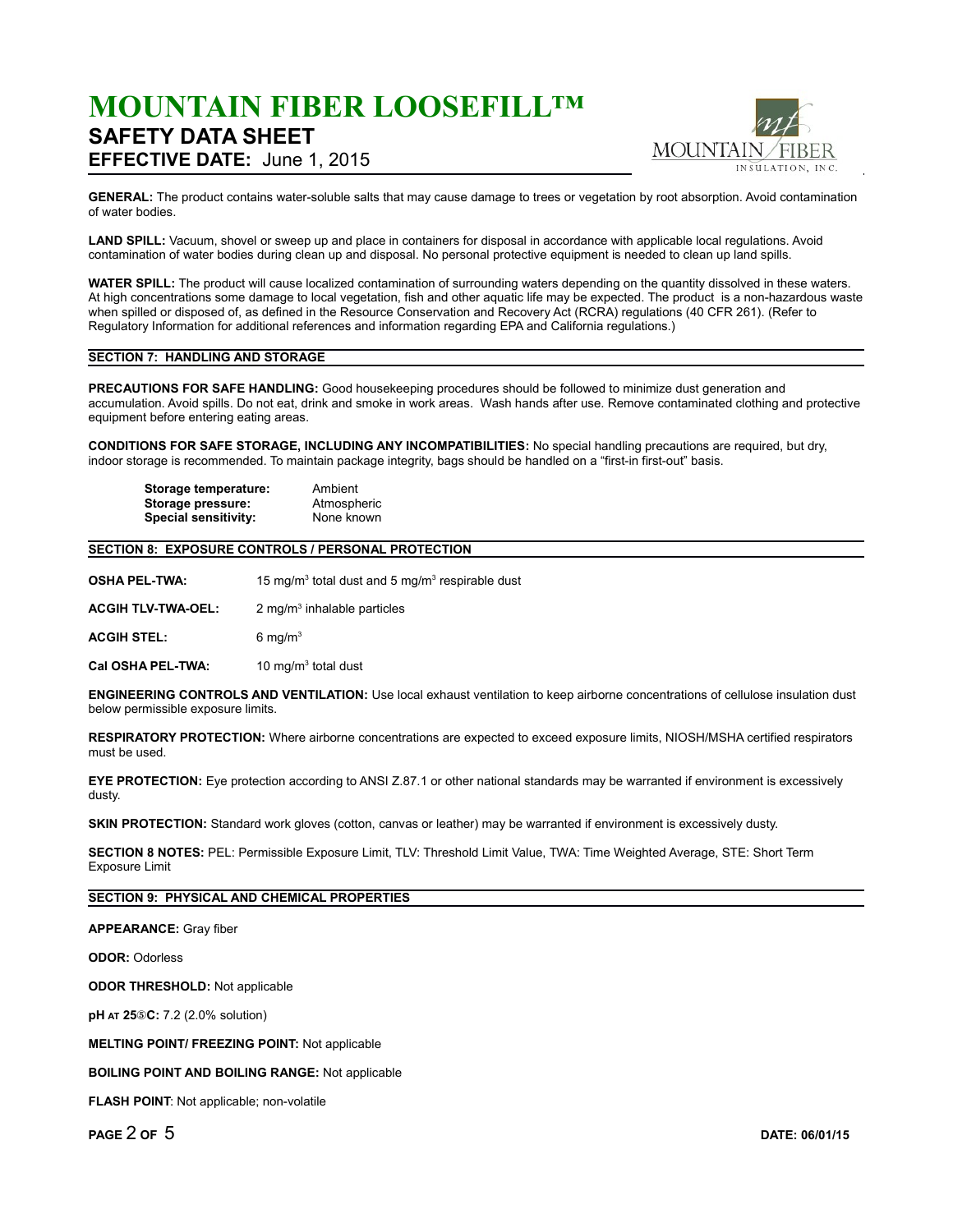**GENERAL:** The product contains water-soluble salts that may cause damage to trees or vegetation by root absorption. Avoid contamination of water bodies.

**LAND SPILL:** Vacuum, shovel or sweep up and place in containers for disposal in accordance with applicable local regulations. Avoid contamination of water bodies during clean up and disposal. No personal protective equipment is needed to clean up land spills.

**WATER SPILL:** The product will cause localized contamination of surrounding waters depending on the quantity dissolved in these waters. At high concentrations some damage to local vegetation, fish and other aquatic life may be expected. The product is a non-hazardous waste when spilled or disposed of, as defined in the Resource Conservation and Recovery Act (RCRA) regulations (40 CFR 261). (Refer to Regulatory Information for additional references and information regarding EPA and California regulations.)

## SECTION 7: HANDLING AND STORAGE

**PRECAUTIONS FOR SAFE HANDLING:** Good housekeeping procedures should be followed to minimize dust generation and accumulation. Avoid spills. Do not eat, drink and smoke in work areas. Wash hands after use. Remove contaminated clothing and protective equipment before entering eating areas.

**CONDITIONS FOR SAFE STORAGE, INCLUDING ANY INCOMPATIBILITIES:** No special handling precautions are required, but dry, indoor storage is recommended. To maintain package integrity, bags should be handled on a "first-in first-out" basis.

| | |
|---|---|
| **Storage temperature:** | Ambient |
| **Storage pressure:** | Atmospheric |
| **Special sensitivity:** | None known |

## SECTION 8: EXPOSURE CONTROLS / PERSONAL PROTECTION

| | |
|---|---|
| **OSHA PEL-TWA:** | 15 $mg/m^3$ total dust and 5 $mg/m^3$ respirable dust |
| **ACGIH TLV-TWA-OEL:** | 2 $mg/m^3$ inhalable particles |
| **ACGIH STEL:** | 6 $mg/m^3$ |
| **Cal OSHA PEL-TWA:** | 10 $mg/m^3$ total dust |

**ENGINEERING CONTROLS AND VENTILATION:** Use local exhaust ventilation to keep airborne concentrations of cellulose insulation dust below permissible exposure limits.

**RESPIRATORY PROTECTION:** Where airborne concentrations are expected to exceed exposure limits, NIOSH/MSHA certified respirators must be used.

**EYE PROTECTION:** Eye protection according to ANSI Z.87.1 or other national standards may be warranted if environment is excessively dusty.

**SKIN PROTECTION:** Standard work gloves (cotton, canvas or leather) may be warranted if environment is excessively dusty.

**SECTION 8 NOTES:** PEL: Permissible Exposure Limit, TLV: Threshold Limit Value, TWA: Time Weighted Average, STE: Short Term Exposure Limit

## SECTION 9: PHYSICAL AND CHEMICAL PROPERTIES

**APPEARANCE:** Gray fiber

**ODOR:** Odorless

**ODOR THRESHOLD:** Not applicable

**pH AT 25°C:** 7.2 (2.0% solution)

**MELTING POINT/ FREEZING POINT:** Not applicable

**BOILING POINT AND BOILING RANGE:** Not applicable

**FLASH POINT**: Not applicable; non-volatile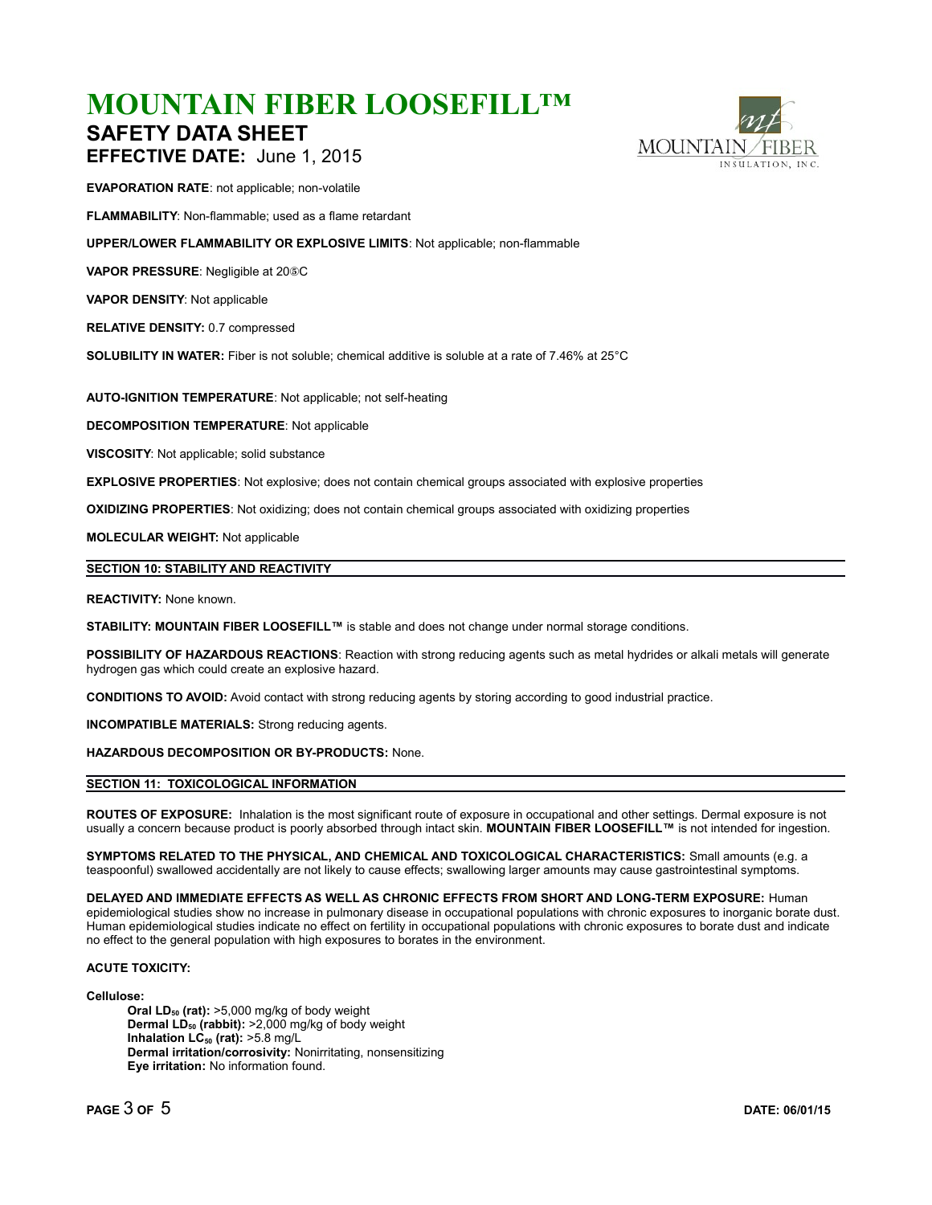**EVAPORATION RATE**: not applicable; non-volatile

**FLAMMABILITY**: Non-flammable; used as a flame retardant

**UPPER/LOWER FLAMMABILITY OR EXPLOSIVE LIMITS**: Not applicable; non-flammable

**VAPOR PRESSURE**: Negligible at 20⑤C

**VAPOR DENSITY**: Not applicable

**RELATIVE DENSITY:** 0.7 compressed

**SOLUBILITY IN WATER:** Fiber is not soluble; chemical additive is soluble at a rate of 7.46% at 25°C

**AUTO-IGNITION TEMPERATURE**: Not applicable; not self-heating

**DECOMPOSITION TEMPERATURE**: Not applicable

**VISCOSITY**: Not applicable; solid substance

**EXPLOSIVE PROPERTIES**: Not explosive; does not contain chemical groups associated with explosive properties

**OXIDIZING PROPERTIES**: Not oxidizing; does not contain chemical groups associated with oxidizing properties

**MOLECULAR WEIGHT:** Not applicable

## SECTION 10: STABILITY AND REACTIVITY

**REACTIVITY:** None known.

**STABILITY: MOUNTAIN FIBER LOOSEFILL™** is stable and does not change under normal storage conditions.

**POSSIBILITY OF HAZARDOUS REACTIONS**: Reaction with strong reducing agents such as metal hydrides or alkali metals will generate hydrogen gas which could create an explosive hazard.

**CONDITIONS TO AVOID:** Avoid contact with strong reducing agents by storing according to good industrial practice.

**INCOMPATIBLE MATERIALS:** Strong reducing agents.

**HAZARDOUS DECOMPOSITION OR BY-PRODUCTS:** None.

## SECTION 11: TOXICOLOGICAL INFORMATION

**ROUTES OF EXPOSURE:** Inhalation is the most significant route of exposure in occupational and other settings. Dermal exposure is not usually a concern because product is poorly absorbed through intact skin. **MOUNTAIN FIBER LOOSEFILL™** is not intended for ingestion.

**SYMPTOMS RELATED TO THE PHYSICAL, AND CHEMICAL AND TOXICOLOGICAL CHARACTERISTICS:** Small amounts (e.g. a teaspoonful) swallowed accidentally are not likely to cause effects; swallowing larger amounts may cause gastrointestinal symptoms.

**DELAYED AND IMMEDIATE EFFECTS AS WELL AS CHRONIC EFFECTS FROM SHORT AND LONG-TERM EXPOSURE:** Human epidemiological studies show no increase in pulmonary disease in occupational populations with chronic exposures to inorganic borate dust. Human epidemiological studies indicate no effect on fertility in occupational populations with chronic exposures to borate dust and indicate no effect to the general population with high exposures to borates in the environment.

**ACUTE TOXICITY:**

**Cellulose:**

- **Oral $LD_{50}$ (rat):** >5,000 mg/kg of body weight
- **Dermal $LD_{50}$ (rabbit):** >2,000 mg/kg of body weight
- **Inhalation $LC_{50}$ (rat):** >5.8 mg/L
- **Dermal irritation/corrosivity:** Nonirritating, nonsensitizing
- **Eye irritation:** No information found.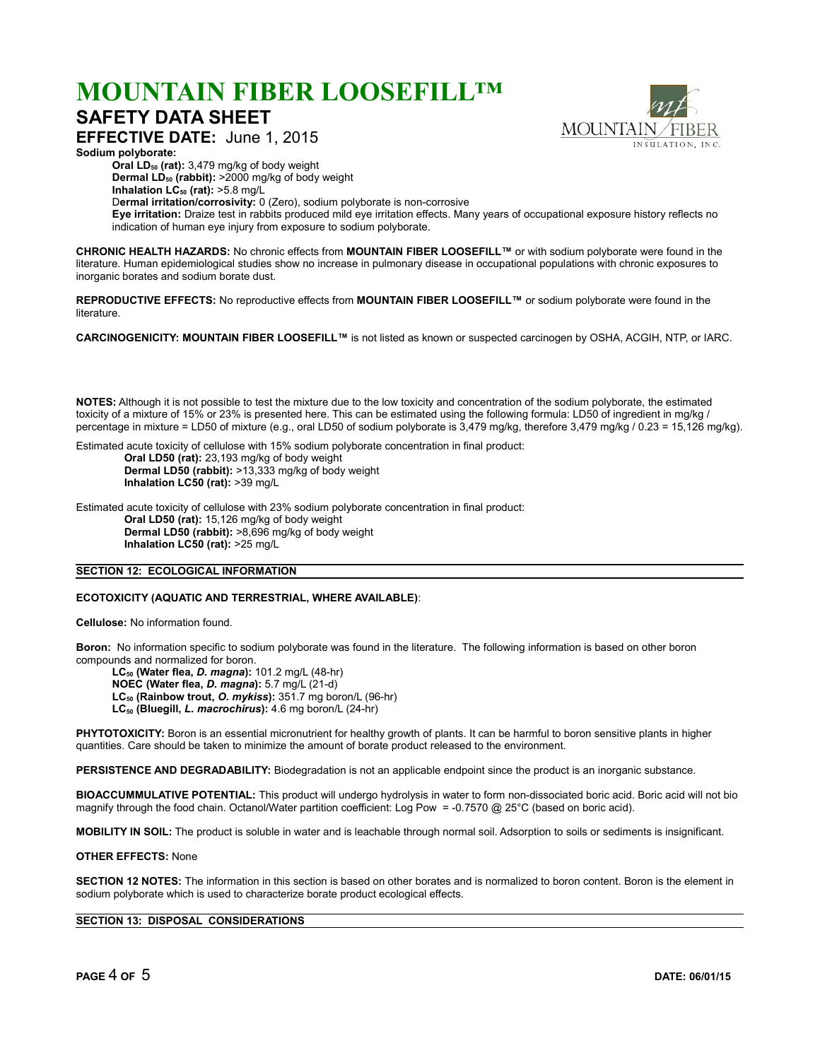**Sodium polyborate:**

- **Oral $LD_{50}$ (rat):** 3,479 mg/kg of body weight
- **Dermal $LD_{50}$ (rabbit):** >2000 mg/kg of body weight
- **Inhalation $LC_{50}$ (rat):** >5.8 mg/L
- **Dermal irritation/corrosivity:** 0 (Zero), sodium polyborate is non-corrosive
- **Eye irritation:** Draize test in rabbits produced mild eye irritation effects. Many years of occupational exposure history reflects no indication of human eye injury from exposure to sodium polyborate.

**CHRONIC HEALTH HAZARDS:** No chronic effects from **MOUNTAIN FIBER LOOSEFILL™** or with sodium polyborate were found in the literature. Human epidemiological studies show no increase in pulmonary disease in occupational populations with chronic exposures to inorganic borates and sodium borate dust.

**REPRODUCTIVE EFFECTS:** No reproductive effects from **MOUNTAIN FIBER LOOSEFILL™** or sodium polyborate were found in the literature.

**CARCINOGENICITY: MOUNTAIN FIBER LOOSEFILL™** is not listed as known or suspected carcinogen by OSHA, ACGIH, NTP, or IARC.

**NOTES:** Although it is not possible to test the mixture due to the low toxicity and concentration of the sodium polyborate, the estimated toxicity of a mixture of 15% or 23% is presented here. This can be estimated using the following formula: LD50 of ingredient in mg/kg / percentage in mixture = LD50 of mixture (e.g., oral LD50 of sodium polyborate is 3,479 mg/kg, therefore 3,479 mg/kg / 0.23 = 15,126 mg/kg).

Estimated acute toxicity of cellulose with 15% sodium polyborate concentration in final product:

- **Oral LD50 (rat):** 23,193 mg/kg of body weight
- **Dermal LD50 (rabbit):** >13,333 mg/kg of body weight
- **Inhalation LC50 (rat):** >39 mg/L

Estimated acute toxicity of cellulose with 23% sodium polyborate concentration in final product:

- **Oral LD50 (rat):** 15,126 mg/kg of body weight
- **Dermal LD50 (rabbit):** >8,696 mg/kg of body weight
- **Inhalation LC50 (rat):** >25 mg/L

## SECTION 12: ECOLOGICAL INFORMATION

**ECOTOXICITY (AQUATIC AND TERRESTRIAL, WHERE AVAILABLE)**:

**Cellulose:** No information found.

**Boron:** No information specific to sodium polyborate was found in the literature. The following information is based on other boron compounds and normalized for boron.

- **$LC_{50}$ (Water flea, *D. magna*):** 101.2 mg/L (48-hr)
- **NOEC (Water flea, *D. magna*):** 5.7 mg/L (21-d)
- **$LC_{50}$ (Rainbow trout, *O. mykiss*):** 351.7 mg boron/L (96-hr)
- **$LC_{50}$ (Bluegill, *L. macrochirus*):** 4.6 mg boron/L (24-hr)

**PHYTOTOXICITY:** Boron is an essential micronutrient for healthy growth of plants. It can be harmful to boron sensitive plants in higher quantities. Care should be taken to minimize the amount of borate product released to the environment.

**PERSISTENCE AND DEGRADABILITY:** Biodegradation is not an applicable endpoint since the product is an inorganic substance.

**BIOACCUMMULATIVE POTENTIAL:** This product will undergo hydrolysis in water to form non-dissociated boric acid. Boric acid will not bio magnify through the food chain. Octanol/Water partition coefficient: Log Pow = -0.7570 @ 25°C (based on boric acid).

**MOBILITY IN SOIL:** The product is soluble in water and is leachable through normal soil. Adsorption to soils or sediments is insignificant.

**OTHER EFFECTS:** None

**SECTION 12 NOTES:** The information in this section is based on other borates and is normalized to boron content. Boron is the element in sodium polyborate which is used to characterize borate product ecological effects.

## SECTION 13: DISPOSAL CONSIDERATIONS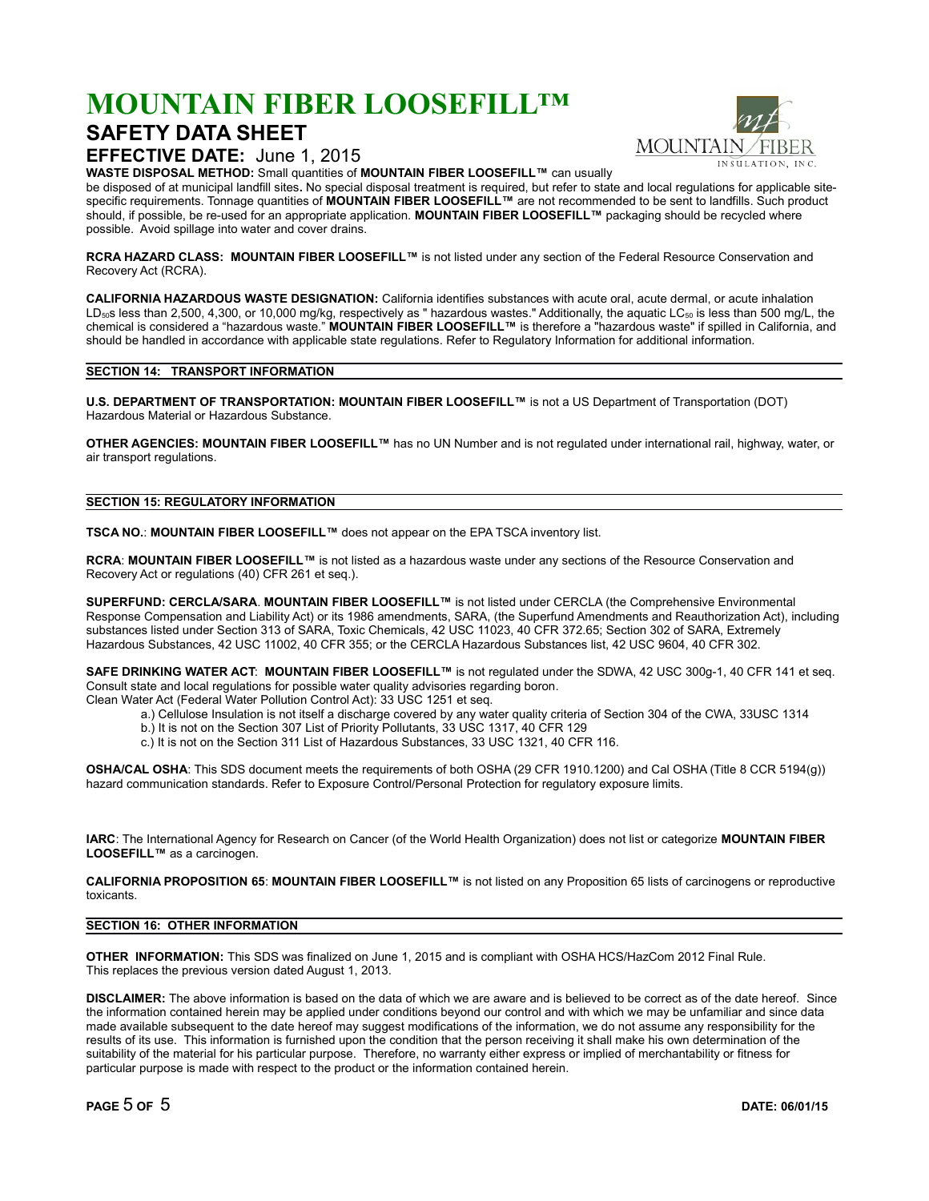# MOUNTAIN FIBER LOOSEFILL™

## SAFETY DATA SHEET

## EFFECTIVE DATE: June 1, 2015

**WASTE DISPOSAL METHOD:** Small quantities of **MOUNTAIN FIBER LOOSEFILL™** can usually be disposed of at municipal landfill sites**.** No special disposal treatment is required, but refer to state and local regulations for applicable site-specific requirements. Tonnage quantities of **MOUNTAIN FIBER LOOSEFILL™** are not recommended to be sent to landfills. Such product should, if possible, be re-used for an appropriate application. **MOUNTAIN FIBER LOOSEFILL™** packaging should be recycled where possible. Avoid spillage into water and cover drains.

**RCRA HAZARD CLASS: MOUNTAIN FIBER LOOSEFILL™** is not listed under any section of the Federal Resource Conservation and Recovery Act (RCRA).

**CALIFORNIA HAZARDOUS WASTE DESIGNATION:** California identifies substances with acute oral, acute dermal, or acute inhalation $LD_{50}$s less than 2,500, 4,300, or 10,000 mg/kg, respectively as " hazardous wastes." Additionally, the aquatic $LC_{50}$ is less than 500 mg/L, the chemical is considered a "hazardous waste." **MOUNTAIN FIBER LOOSEFILL™** is therefore a "hazardous waste" if spilled in California, and should be handled in accordance with applicable state regulations. Refer to Regulatory Information for additional information.

## SECTION 14: TRANSPORT INFORMATION

**U.S. DEPARTMENT OF TRANSPORTATION: MOUNTAIN FIBER LOOSEFILL™** is not a US Department of Transportation (DOT) Hazardous Material or Hazardous Substance.

**OTHER AGENCIES: MOUNTAIN FIBER LOOSEFILL™** has no UN Number and is not regulated under international rail, highway, water, or air transport regulations.

## SECTION 15: REGULATORY INFORMATION

**TSCA NO.**: **MOUNTAIN FIBER LOOSEFILL™** does not appear on the EPA TSCA inventory list.

**RCRA**: **MOUNTAIN FIBER LOOSEFILL™** is not listed as a hazardous waste under any sections of the Resource Conservation and Recovery Act or regulations (40) CFR 261 et seq.).

**SUPERFUND: CERCLA/SARA**. **MOUNTAIN FIBER LOOSEFILL™** is not listed under CERCLA (the Comprehensive Environmental Response Compensation and Liability Act) or its 1986 amendments, SARA, (the Superfund Amendments and Reauthorization Act), including substances listed under Section 313 of SARA, Toxic Chemicals, 42 USC 11023, 40 CFR 372.65; Section 302 of SARA, Extremely Hazardous Substances, 42 USC 11002, 40 CFR 355; or the CERCLA Hazardous Substances list, 42 USC 9604, 40 CFR 302.

**SAFE DRINKING WATER ACT**: **MOUNTAIN FIBER LOOSEFILL™** is not regulated under the SDWA, 42 USC 300g-1, 40 CFR 141 et seq. Consult state and local regulations for possible water quality advisories regarding boron.
Clean Water Act (Federal Water Pollution Control Act): 33 USC 1251 et seq.

a.) Cellulose Insulation is not itself a discharge covered by any water quality criteria of Section 304 of the CWA, 33USC 1314
b.) It is not on the Section 307 List of Priority Pollutants, 33 USC 1317, 40 CFR 129
c.) It is not on the Section 311 List of Hazardous Substances, 33 USC 1321, 40 CFR 116.

**OSHA/CAL OSHA**: This SDS document meets the requirements of both OSHA (29 CFR 1910.1200) and Cal OSHA (Title 8 CCR 5194(g)) hazard communication standards. Refer to Exposure Control/Personal Protection for regulatory exposure limits.

**IARC**: The International Agency for Research on Cancer (of the World Health Organization) does not list or categorize **MOUNTAIN FIBER LOOSEFILL™** as a carcinogen.

**CALIFORNIA PROPOSITION 65**: **MOUNTAIN FIBER LOOSEFILL™** is not listed on any Proposition 65 lists of carcinogens or reproductive toxicants.

## SECTION 16: OTHER INFORMATION

**OTHER INFORMATION:** This SDS was finalized on June 1, 2015 and is compliant with OSHA HCS/HazCom 2012 Final Rule. This replaces the previous version dated August 1, 2013.

**DISCLAIMER:** The above information is based on the data of which we are aware and is believed to be correct as of the date hereof. Since the information contained herein may be applied under conditions beyond our control and with which we may be unfamiliar and since data made available subsequent to the date hereof may suggest modifications of the information, we do not assume any responsibility for the results of its use. This information is furnished upon the condition that the person receiving it shall make his own determination of the suitability of the material for his particular purpose. Therefore, no warranty either express or implied of merchantability or fitness for particular purpose is made with respect to the product or the information contained herein.